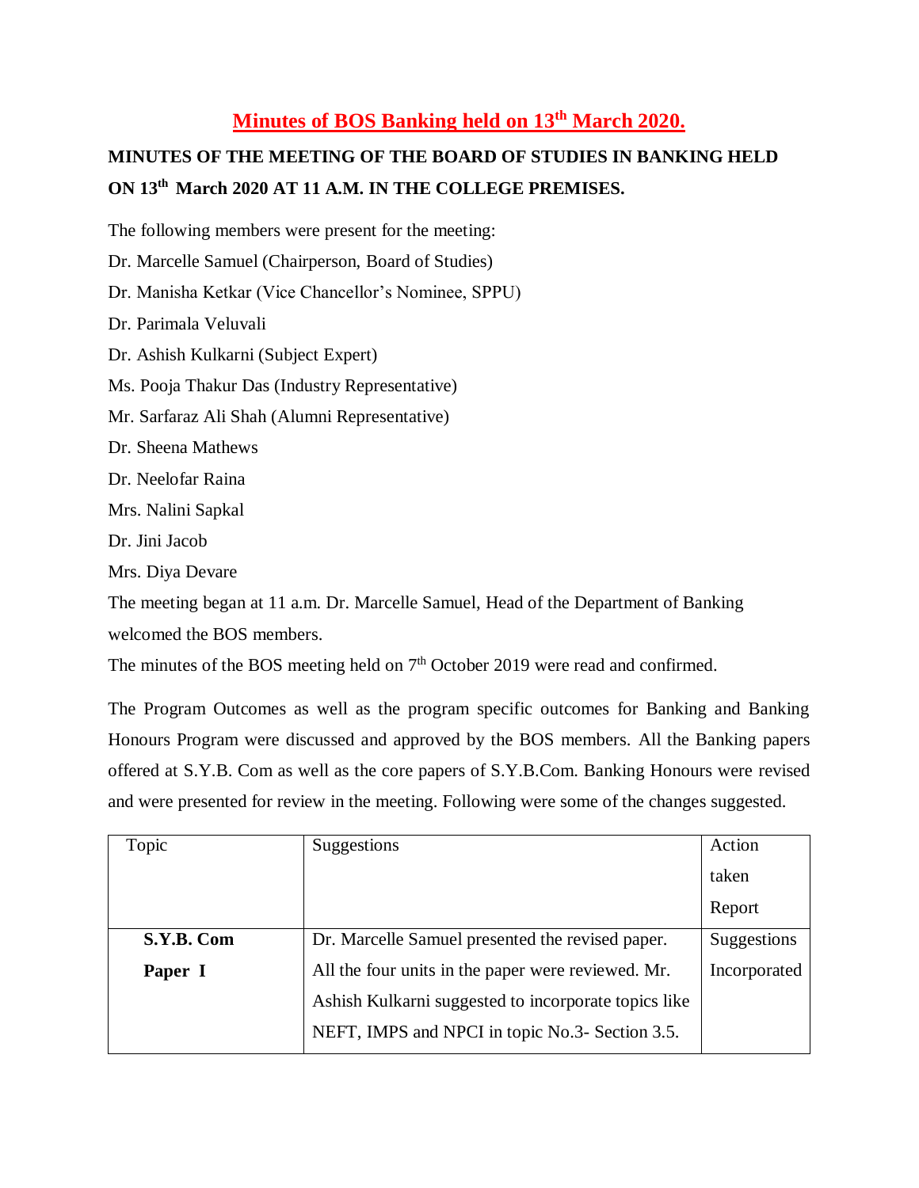# Minutes of BOS Banking held on 13th March 2020.

**MINUTES OF THE MEETING OF THE BOARD OF STUDIES IN BANKING HELD ON 13th March 2020 AT 11 A.M. IN THE COLLEGE PREMISES.**

The following members were present for the meeting:

Dr. Marcelle Samuel (Chairperson, Board of Studies)

Dr. Manisha Ketkar (Vice Chancellor's Nominee, SPPU)

Dr. Parimala Veluvali

Dr. Ashish Kulkarni (Subject Expert)

Ms. Pooja Thakur Das (Industry Representative)

Mr. Sarfaraz Ali Shah (Alumni Representative)

Dr. Sheena Mathews

Dr. Neelofar Raina

Mrs. Nalini Sapkal

Dr. Jini Jacob

Mrs. Diya Devare

The meeting began at 11 a.m. Dr. Marcelle Samuel, Head of the Department of Banking welcomed the BOS members.

The minutes of the BOS meeting held on 7th October 2019 were read and confirmed.

The Program Outcomes as well as the program specific outcomes for Banking and Banking Honours Program were discussed and approved by the BOS members. All the Banking papers offered at S.Y.B. Com as well as the core papers of S.Y.B.Com. Banking Honours were revised and were presented for review in the meeting. Following were some of the changes suggested.

| Topic | Suggestions | Action taken Report |
|---|---|---|
| **S.Y.B. Com Paper I** | Dr. Marcelle Samuel presented the revised paper. All the four units in the paper were reviewed. Mr. Ashish Kulkarni suggested to incorporate topics like NEFT, IMPS and NPCI in topic No.3- Section 3.5. | Suggestions Incorporated |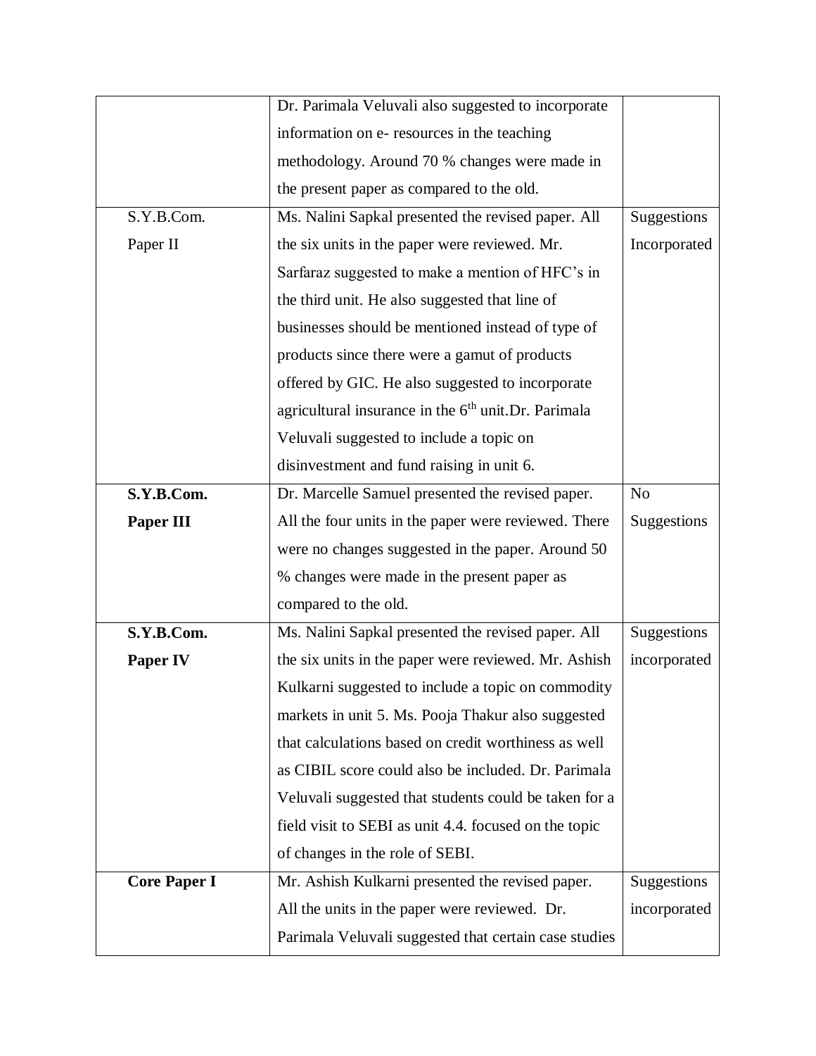| | | |
|---|---|---|
| | Dr. Parimala Veluvali also suggested to incorporate information on e- resources in the teaching methodology. Around 70 % changes were made in the present paper as compared to the old. | |
| S.Y.B.Com. Paper II | Ms. Nalini Sapkal presented the revised paper. All the six units in the paper were reviewed. Mr. Sarfaraz suggested to make a mention of HFC's in the third unit. He also suggested that line of businesses should be mentioned instead of type of products since there were a gamut of products offered by GIC. He also suggested to incorporate agricultural insurance in the 6th unit.Dr. Parimala Veluvali suggested to include a topic on disinvestment and fund raising in unit 6. | Suggestions Incorporated |
| **S.Y.B.Com. Paper III** | Dr. Marcelle Samuel presented the revised paper. All the four units in the paper were reviewed. There were no changes suggested in the paper. Around 50 % changes were made in the present paper as compared to the old. | No Suggestions |
| **S.Y.B.Com. Paper IV** | Ms. Nalini Sapkal presented the revised paper. All the six units in the paper were reviewed. Mr. Ashish Kulkarni suggested to include a topic on commodity markets in unit 5. Ms. Pooja Thakur also suggested that calculations based on credit worthiness as well as CIBIL score could also be included. Dr. Parimala Veluvali suggested that students could be taken for a field visit to SEBI as unit 4.4. focused on the topic of changes in the role of SEBI. | Suggestions incorporated |
| **Core Paper I** | Mr. Ashish Kulkarni presented the revised paper. All the units in the paper were reviewed. Dr. Parimala Veluvali suggested that certain case studies | Suggestions incorporated |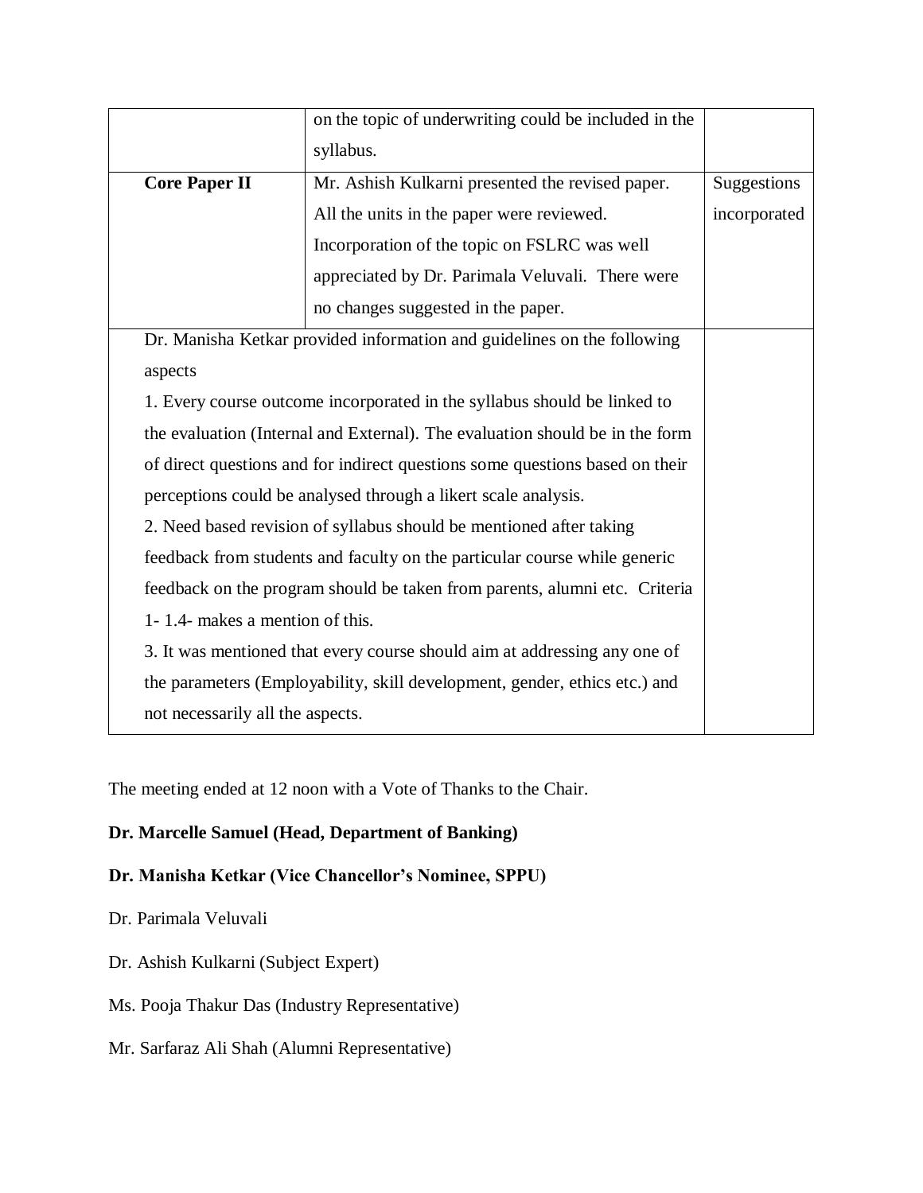| | | |
|---|---|---|
| | on the topic of underwriting could be included in the syllabus. | |
| **Core Paper II** | Mr. Ashish Kulkarni presented the revised paper. All the units in the paper were reviewed. Incorporation of the topic on FSLRC was well appreciated by Dr. Parimala Veluvali. There were no changes suggested in the paper. | Suggestions incorporated |
| Dr. Manisha Ketkar provided information and guidelines on the following aspects<br>1. Every course outcome incorporated in the syllabus should be linked to the evaluation (Internal and External). The evaluation should be in the form of direct questions and for indirect questions some questions based on their perceptions could be analysed through a likert scale analysis.<br>2. Need based revision of syllabus should be mentioned after taking feedback from students and faculty on the particular course while generic feedback on the program should be taken from parents, alumni etc. Criteria 1- 1.4- makes a mention of this.<br>3. It was mentioned that every course should aim at addressing any one of the parameters (Employability, skill development, gender, ethics etc.) and not necessarily all the aspects. | | |

The meeting ended at 12 noon with a Vote of Thanks to the Chair.

**Dr. Marcelle Samuel (Head, Department of Banking)**

**Dr. Manisha Ketkar (Vice Chancellor's Nominee, SPPU)**

Dr. Parimala Veluvali

Dr. Ashish Kulkarni (Subject Expert)

Ms. Pooja Thakur Das (Industry Representative)

Mr. Sarfaraz Ali Shah (Alumni Representative)